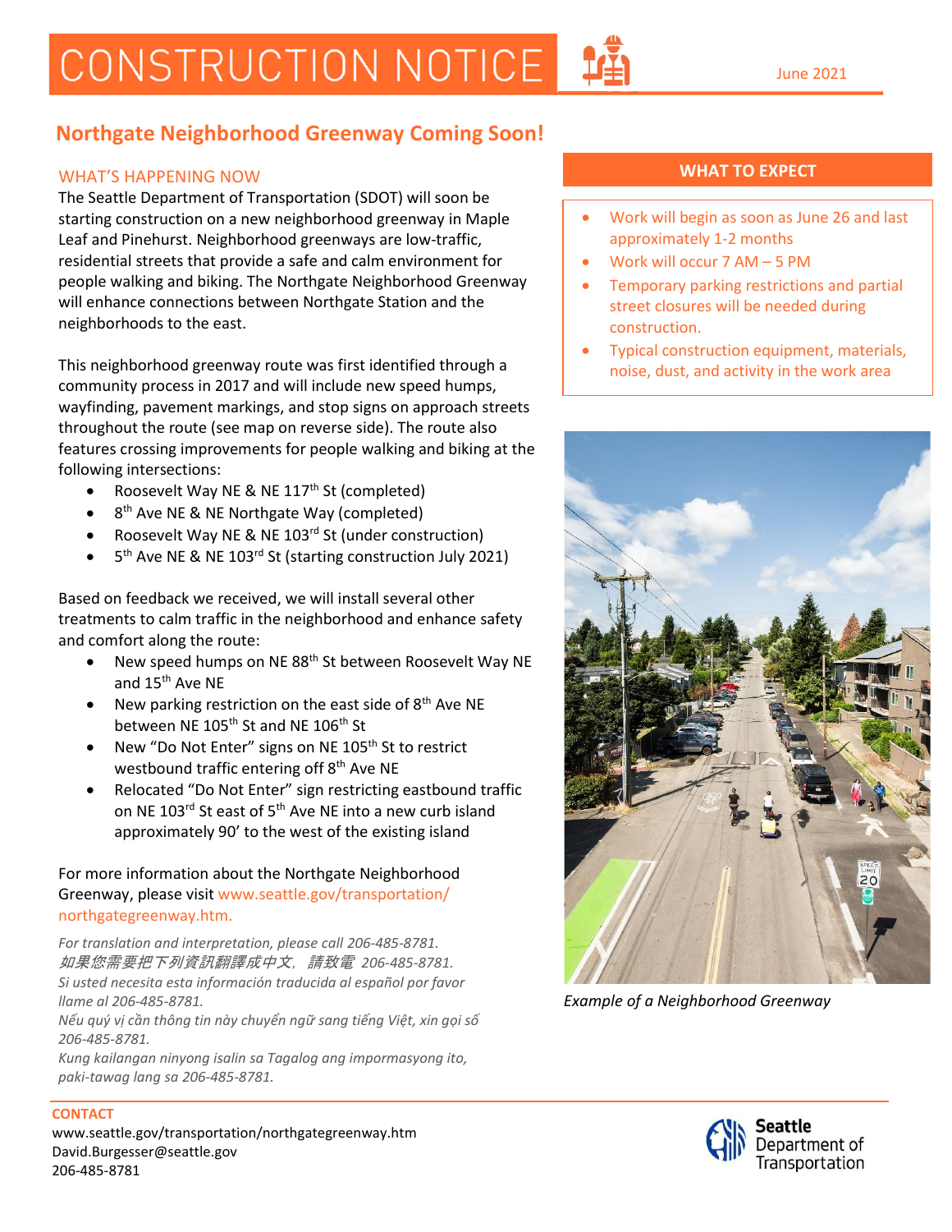# CONSTRUCTION NOTICE

June 2021

## Northgate Neighborhood Greenway Coming Soon!

### WHAT'S HAPPENING NOW

The Seattle Department of Transportation (SDOT) will soon be starting construction on a new neighborhood greenway in Maple Leaf and Pinehurst. Neighborhood greenways are low-traffic, residential streets that provide a safe and calm environment for people walking and biking. The Northgate Neighborhood Greenway will enhance connections between Northgate Station and the neighborhoods to the east.

This neighborhood greenway route was first identified through a community process in 2017 and will include new speed humps, wayfinding, pavement markings, and stop signs on approach streets throughout the route (see map on reverse side). The route also features crossing improvements for people walking and biking at the following intersections:

- Roosevelt Way NE & NE 117th St (completed)
- 8th Ave NE & NE Northgate Way (completed)
- Roosevelt Way NE & NE 103rd St (under construction)
- 5th Ave NE & NE 103rd St (starting construction July 2021)

Based on feedback we received, we will install several other treatments to calm traffic in the neighborhood and enhance safety and comfort along the route:

- New speed humps on NE 88th St between Roosevelt Way NE and 15th Ave NE
- New parking restriction on the east side of 8th Ave NE between NE 105th St and NE 106th St
- New "Do Not Enter" signs on NE 105th St to restrict westbound traffic entering off 8th Ave NE
- Relocated "Do Not Enter" sign restricting eastbound traffic on NE 103rd St east of 5th Ave NE into a new curb island approximately 90' to the west of the existing island

For more information about the Northgate Neighborhood Greenway, please visit www.seattle.gov/transportation/northgategreenway.htm.

*For translation and interpretation, please call 206-485-8781.*
*如果您需要把下列資訊翻譯成中文， 請致電 206-485-8781.*
*Si usted necesita esta información traducida al español por favor llame al 206-485-8781.*
*Nếu quý vị cần thông tin này chuyển ngữ sang tiếng Việt, xin gọi số 206-485-8781.*
*Kung kailangan ninyong isalin sa Tagalog ang impormasyong ito, paki-tawag lang sa 206-485-8781.*

### WHAT TO EXPECT

- Work will begin as soon as June 26 and last approximately 1-2 months
- Work will occur 7 AM – 5 PM
- Temporary parking restrictions and partial street closures will be needed during construction.
- Typical construction equipment, materials, noise, dust, and activity in the work area

*Example of a Neighborhood Greenway*

### CONTACT

www.seattle.gov/transportation/northgategreenway.htm
David.Burgesser@seattle.gov
206-485-8781

Seattle Department of Transportation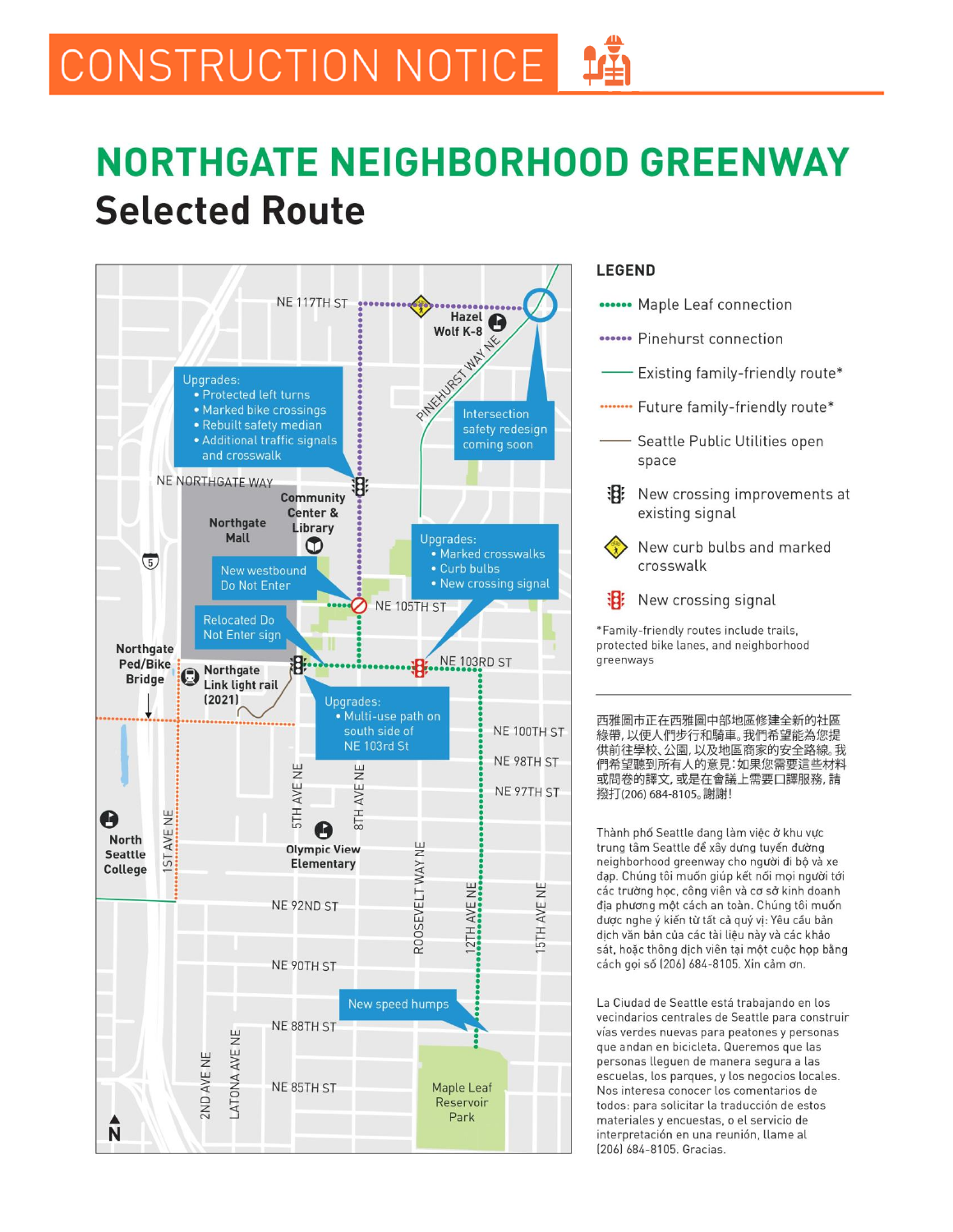# CONSTRUCTION NOTICE

# NORTHGATE NEIGHBORHOOD GREENWAY

## Selected Route

NE 117TH ST

Hazel Wolf K-8

PINEHURST WAY NE

Upgrades:
- Protected left turns
- Marked bike crossings
- Rebuilt safety median
- Additional traffic signals and crosswalk

Intersection safety redesign coming soon

NE NORTHGATE WAY

Northgate Mall

Community Center & Library

5

New westbound Do Not Enter

Upgrades:
- Marked crosswalks
- Curb bulbs
- New crossing signal

NE 105TH ST

Relocated Do Not Enter sign

Northgate Ped/Bike Bridge

Northgate Link light rail (2021)

NE 103RD ST

Upgrades:
- Multi-use path on south side of NE 103rd St

NE 100TH ST

NE 98TH ST

NE 97TH ST

5TH AVE NE

8TH AVE NE

North Seattle College

1ST AVE NE

Olympic View Elementary

NE 92ND ST

ROOSEVELT WAY NE

12TH AVE NE

15TH AVE NE

NE 90TH ST

New speed humps

NE 88TH ST

NE 85TH ST

2ND AVE NE

LATONA AVE NE

Maple Leaf Reservoir Park

N

### LEGEND

- Maple Leaf connection
- Pinehurst connection
- Existing family-friendly route*
- Future family-friendly route*
- Seattle Public Utilities open space
- New crossing improvements at existing signal
- New curb bulbs and marked crosswalk
- New crossing signal

*Family-friendly routes include trails, protected bike lanes, and neighborhood greenways

西雅圖市正在西雅圖中部地區修建全新的社區綠帶，以便人們步行和騎車。我們希望能為您提供前往學校、公園，以及地區商家的安全路線。我們希望聽到所有人的意見：如果您需要這些材料或問卷的譯文，或是在會議上需要口譯服務，請撥打(206) 684-8105。謝謝！

Thành phố Seattle đang làm việc ở khu vực trung tâm Seattle để xây dựng tuyến đường neighborhood greenway cho người đi bộ và xe đạp. Chúng tôi muốn giúp kết nối mọi người tới các trường học, công viên và cơ sở kinh doanh địa phương một cách an toàn. Chúng tôi muốn được nghe ý kiến từ tất cả quý vị: Yêu cầu bản dịch văn bản của các tài liệu này và các khảo sát, hoặc thông dịch viên tại một cuộc họp bằng cách gọi số (206) 684-8105. Xin cảm ơn.

La Ciudad de Seattle está trabajando en los vecindarios centrales de Seattle para construir vías verdes nuevas para peatones y personas que andan en bicicleta. Queremos que las personas lleguen de manera segura a las escuelas, los parques, y los negocios locales. Nos interesa conocer los comentarios de todos: para solicitar la traducción de estos materiales y encuestas, o el servicio de interpretación en una reunión, llame al (206) 684-8105. Gracias.